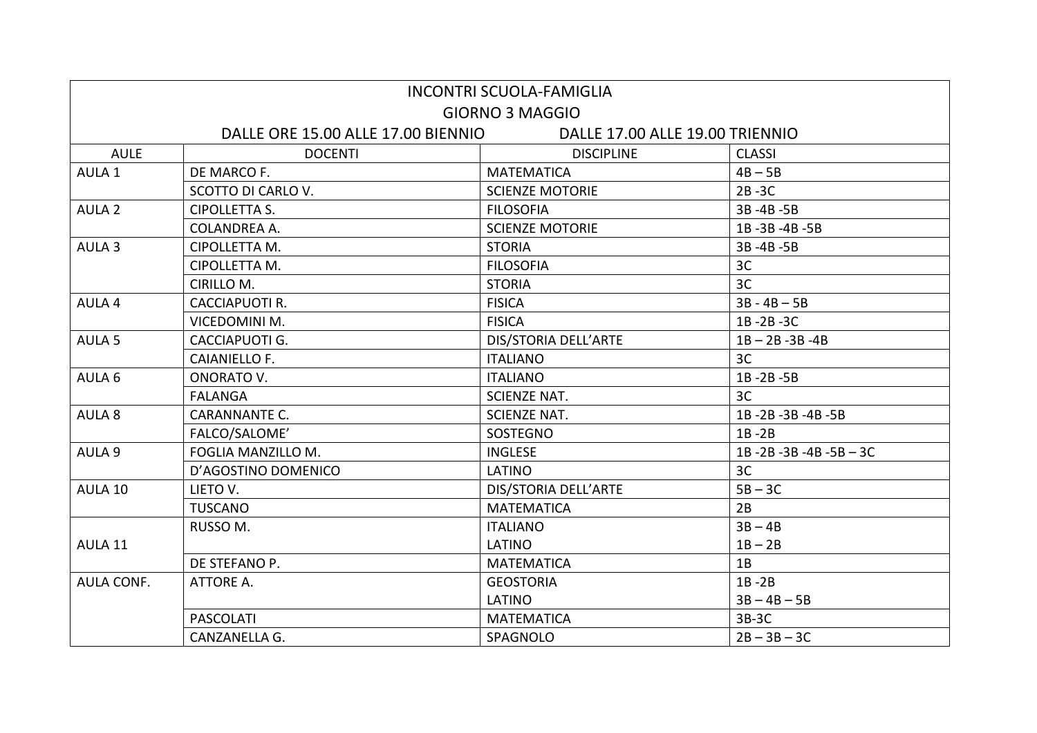INCONTRI SCUOLA-FAMIGLIA

GIORNO 3 MAGGIO

DALLE ORE 15.00 ALLE 17.00 BIENNIO DALLE 17.00 ALLE 19.00 TRIENNIO

| AULE | DOCENTI | DISCIPLINE | CLASSI |
|---|---|---|---|
| AULA 1 | DE MARCO F. | MATEMATICA | 4B – 5B |
| | SCOTTO DI CARLO V. | SCIENZE MOTORIE | 2B -3C |
| AULA 2 | CIPOLLETTA S. | FILOSOFIA | 3B -4B -5B |
| | COLANDREA A. | SCIENZE MOTORIE | 1B -3B -4B -5B |
| AULA 3 | CIPOLLETTA M. | STORIA | 3B -4B -5B |
| | CIPOLLETTA M. | FILOSOFIA | 3C |
| | CIRILLO M. | STORIA | 3C |
| AULA 4 | CACCIAPUOTI R. | FISICA | 3B - 4B – 5B |
| | VICEDOMINI M. | FISICA | 1B -2B -3C |
| AULA 5 | CACCIAPUOTI G. | DIS/STORIA DELL'ARTE | 1B – 2B -3B -4B |
| | CAIANIELLO F. | ITALIANO | 3C |
| AULA 6 | ONORATO V. | ITALIANO | 1B -2B -5B |
| | FALANGA | SCIENZE NAT. | 3C |
| AULA 8 | CARANNANTE C. | SCIENZE NAT. | 1B -2B -3B -4B -5B |
| | FALCO/SALOME' | SOSTEGNO | 1B -2B |
| AULA 9 | FOGLIA MANZILLO M. | INGLESE | 1B -2B -3B -4B -5B – 3C |
| | D'AGOSTINO DOMENICO | LATINO | 3C |
| AULA 10 | LIETO V. | DIS/STORIA DELL'ARTE | 5B – 3C |
| | TUSCANO | MATEMATICA | 2B |
| AULA 11 | RUSSO M. | ITALIANO | 3B – 4B |
| | | LATINO | 1B – 2B |
| | DE STEFANO P. | MATEMATICA | 1B |
| AULA CONF. | ATTORE A. | GEOSTORIA | 1B -2B |
| | | LATINO | 3B – 4B – 5B |
| | PASCOLATI | MATEMATICA | 3B-3C |
| | CANZANELLA G. | SPAGNOLO | 2B – 3B – 3C |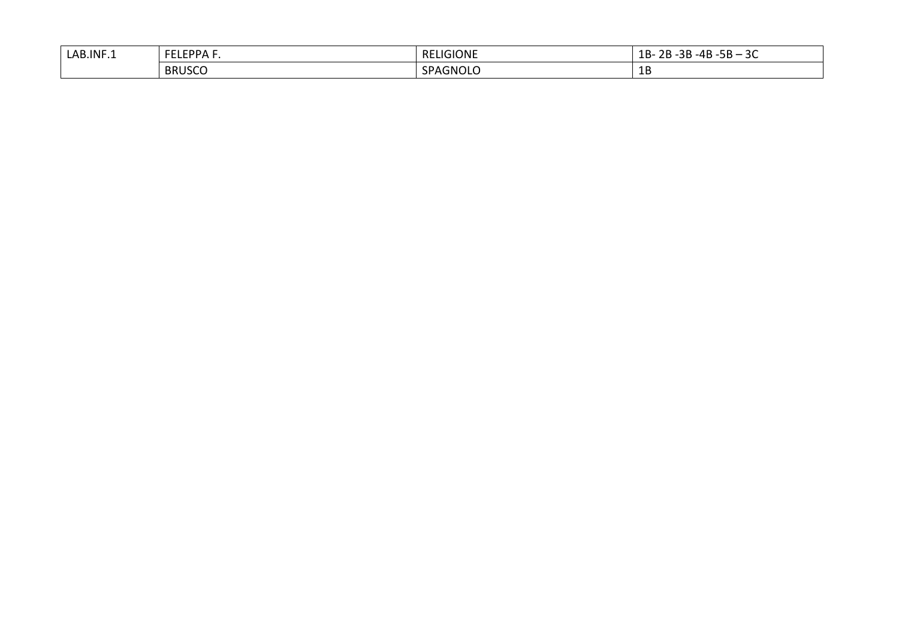| | | | |
|---|---|---|---|
| LAB.INF.1 | FELEPPA F. | RELIGIONE | 1B- 2B -3B -4B -5B – 3C |
| | BRUSCO | SPAGNOLO | 1B |